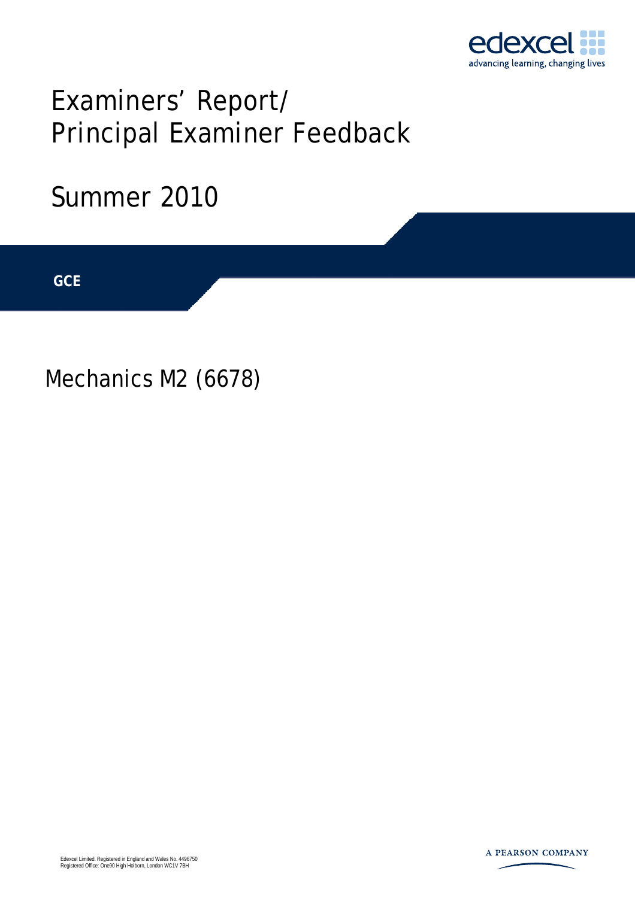# Examiners' Report/ Principal Examiner Feedback

## Summer 2010

**GCE**

## Mechanics M2 (6678)

Edexcel Limited. Registered in England and Wales No. 4496750
Registered Office: One90 High Holborn, London WC1V 7BH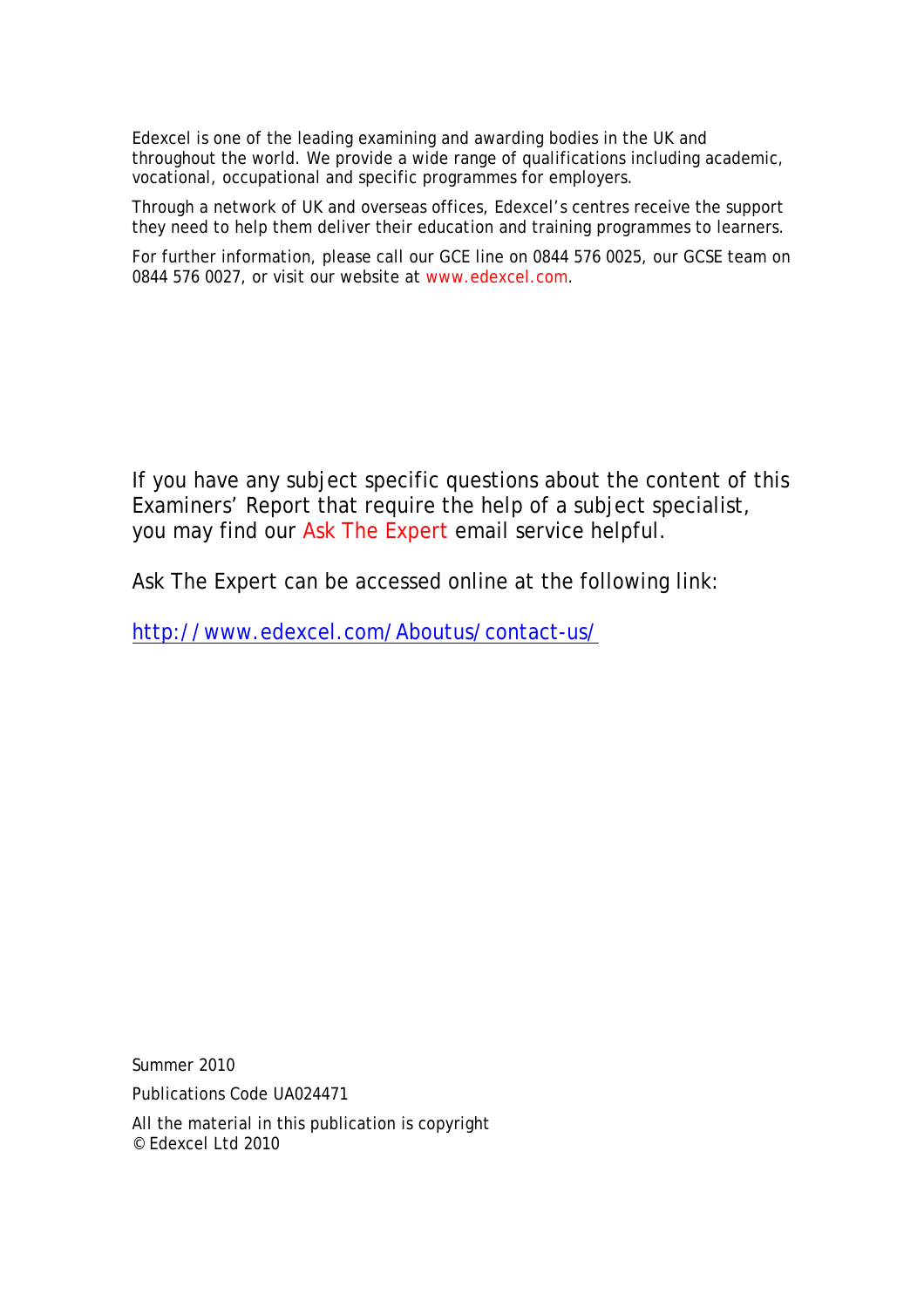Edexcel is one of the leading examining and awarding bodies in the UK and throughout the world. We provide a wide range of qualifications including academic, vocational, occupational and specific programmes for employers.

Through a network of UK and overseas offices, Edexcel's centres receive the support they need to help them deliver their education and training programmes to learners.

For further information, please call our GCE line on 0844 576 0025, our GCSE team on 0844 576 0027, or visit our website at www.edexcel.com.

If you have any subject specific questions about the content of this Examiners' Report that require the help of a subject specialist, you may find our Ask The Expert email service helpful.

Ask The Expert can be accessed online at the following link:

http://www.edexcel.com/Aboutus/contact-us/

Summer 2010

Publications Code UA024471

All the material in this publication is copyright
© Edexcel Ltd 2010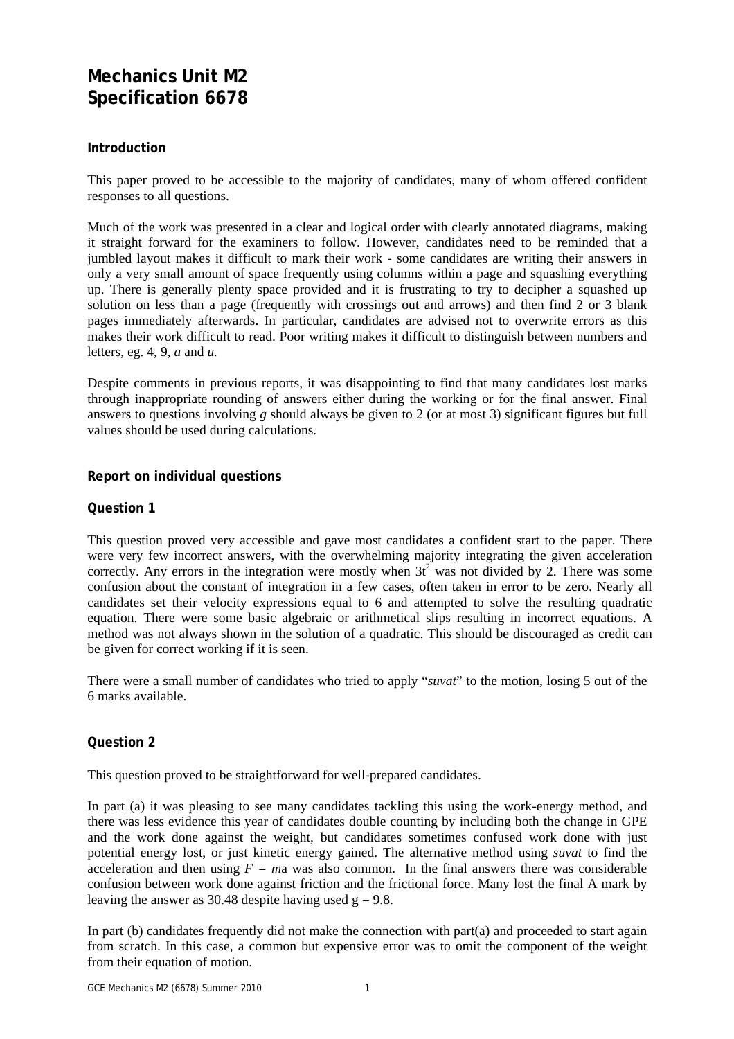# Mechanics Unit M2
# Specification 6678

## Introduction

This paper proved to be accessible to the majority of candidates, many of whom offered confident responses to all questions.

Much of the work was presented in a clear and logical order with clearly annotated diagrams, making it straight forward for the examiners to follow. However, candidates need to be reminded that a jumbled layout makes it difficult to mark their work - some candidates are writing their answers in only a very small amount of space frequently using columns within a page and squashing everything up. There is generally plenty space provided and it is frustrating to try to decipher a squashed up solution on less than a page (frequently with crossings out and arrows) and then find 2 or 3 blank pages immediately afterwards. In particular, candidates are advised not to overwrite errors as this makes their work difficult to read. Poor writing makes it difficult to distinguish between numbers and letters, eg. 4, 9, *a* and *u.*

Despite comments in previous reports, it was disappointing to find that many candidates lost marks through inappropriate rounding of answers either during the working or for the final answer. Final answers to questions involving *g* should always be given to 2 (or at most 3) significant figures but full values should be used during calculations.

## Report on individual questions

### Question 1

This question proved very accessible and gave most candidates a confident start to the paper. There were very few incorrect answers, with the overwhelming majority integrating the given acceleration correctly. Any errors in the integration were mostly when $3t^2$ was not divided by 2. There was some confusion about the constant of integration in a few cases, often taken in error to be zero. Nearly all candidates set their velocity expressions equal to 6 and attempted to solve the resulting quadratic equation. There were some basic algebraic or arithmetical slips resulting in incorrect equations. A method was not always shown in the solution of a quadratic. This should be discouraged as credit can be given for correct working if it is seen.

There were a small number of candidates who tried to apply "*suvat*" to the motion, losing 5 out of the 6 marks available.

### Question 2

This question proved to be straightforward for well-prepared candidates.

In part (a) it was pleasing to see many candidates tackling this using the work-energy method, and there was less evidence this year of candidates double counting by including both the change in GPE and the work done against the weight, but candidates sometimes confused work done with just potential energy lost, or just kinetic energy gained. The alternative method using *suvat* to find the acceleration and then using $F = ma$ was also common. In the final answers there was considerable confusion between work done against friction and the frictional force. Many lost the final A mark by leaving the answer as 30.48 despite having used $g = 9.8$.

In part (b) candidates frequently did not make the connection with part(a) and proceeded to start again from scratch. In this case, a common but expensive error was to omit the component of the weight from their equation of motion.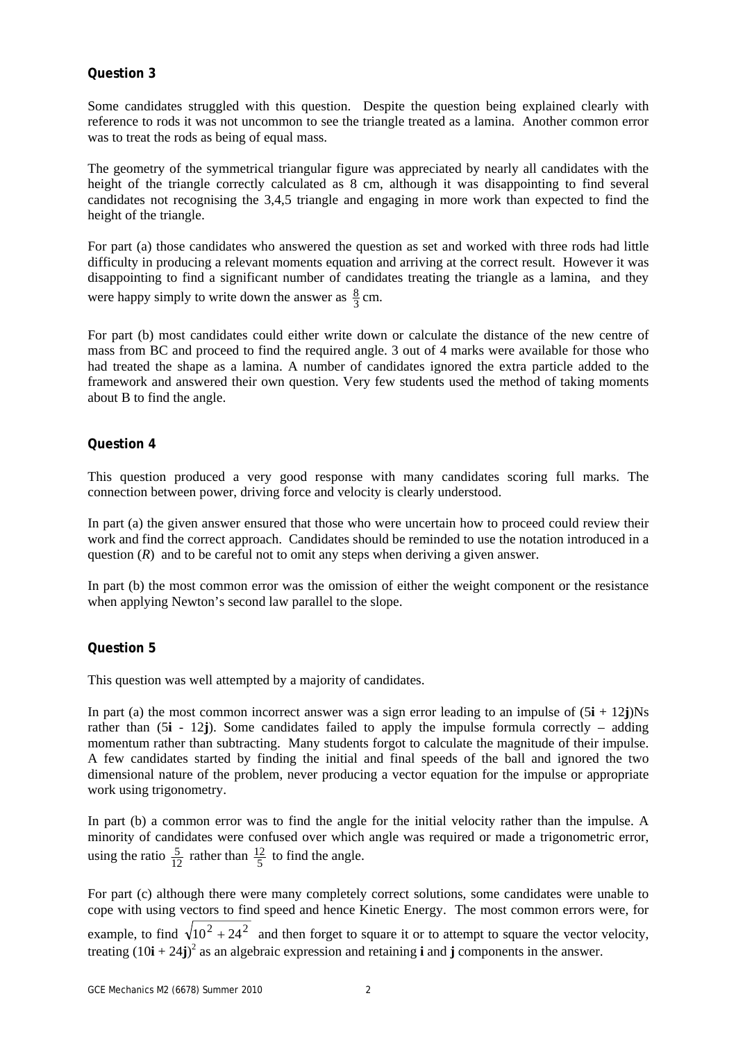## Question 3

Some candidates struggled with this question. Despite the question being explained clearly with reference to rods it was not uncommon to see the triangle treated as a lamina. Another common error was to treat the rods as being of equal mass.

The geometry of the symmetrical triangular figure was appreciated by nearly all candidates with the height of the triangle correctly calculated as 8 cm, although it was disappointing to find several candidates not recognising the 3,4,5 triangle and engaging in more work than expected to find the height of the triangle.

For part (a) those candidates who answered the question as set and worked with three rods had little difficulty in producing a relevant moments equation and arriving at the correct result. However it was disappointing to find a significant number of candidates treating the triangle as a lamina, and they were happy simply to write down the answer as $\frac{8}{3}$ cm.

For part (b) most candidates could either write down or calculate the distance of the new centre of mass from BC and proceed to find the required angle. 3 out of 4 marks were available for those who had treated the shape as a lamina. A number of candidates ignored the extra particle added to the framework and answered their own question. Very few students used the method of taking moments about B to find the angle.

## Question 4

This question produced a very good response with many candidates scoring full marks. The connection between power, driving force and velocity is clearly understood.

In part (a) the given answer ensured that those who were uncertain how to proceed could review their work and find the correct approach. Candidates should be reminded to use the notation introduced in a question ($R$) and to be careful not to omit any steps when deriving a given answer.

In part (b) the most common error was the omission of either the weight component or the resistance when applying Newton's second law parallel to the slope.

## Question 5

This question was well attempted by a majority of candidates.

In part (a) the most common incorrect answer was a sign error leading to an impulse of ($5\mathbf{i} + 12\mathbf{j}$)Ns rather than ($5\mathbf{i} - 12\mathbf{j}$). Some candidates failed to apply the impulse formula correctly – adding momentum rather than subtracting. Many students forgot to calculate the magnitude of their impulse. A few candidates started by finding the initial and final speeds of the ball and ignored the two dimensional nature of the problem, never producing a vector equation for the impulse or appropriate work using trigonometry.

In part (b) a common error was to find the angle for the initial velocity rather than the impulse. A minority of candidates were confused over which angle was required or made a trigonometric error, using the ratio $\frac{5}{12}$ rather than $\frac{12}{5}$ to find the angle.

For part (c) although there were many completely correct solutions, some candidates were unable to cope with using vectors to find speed and hence Kinetic Energy. The most common errors were, for example, to find $\sqrt{10^2 + 24^2}$ and then forget to square it or to attempt to square the vector velocity, treating $(10\mathbf{i} + 24\mathbf{j})^2$ as an algebraic expression and retaining **i** and **j** components in the answer.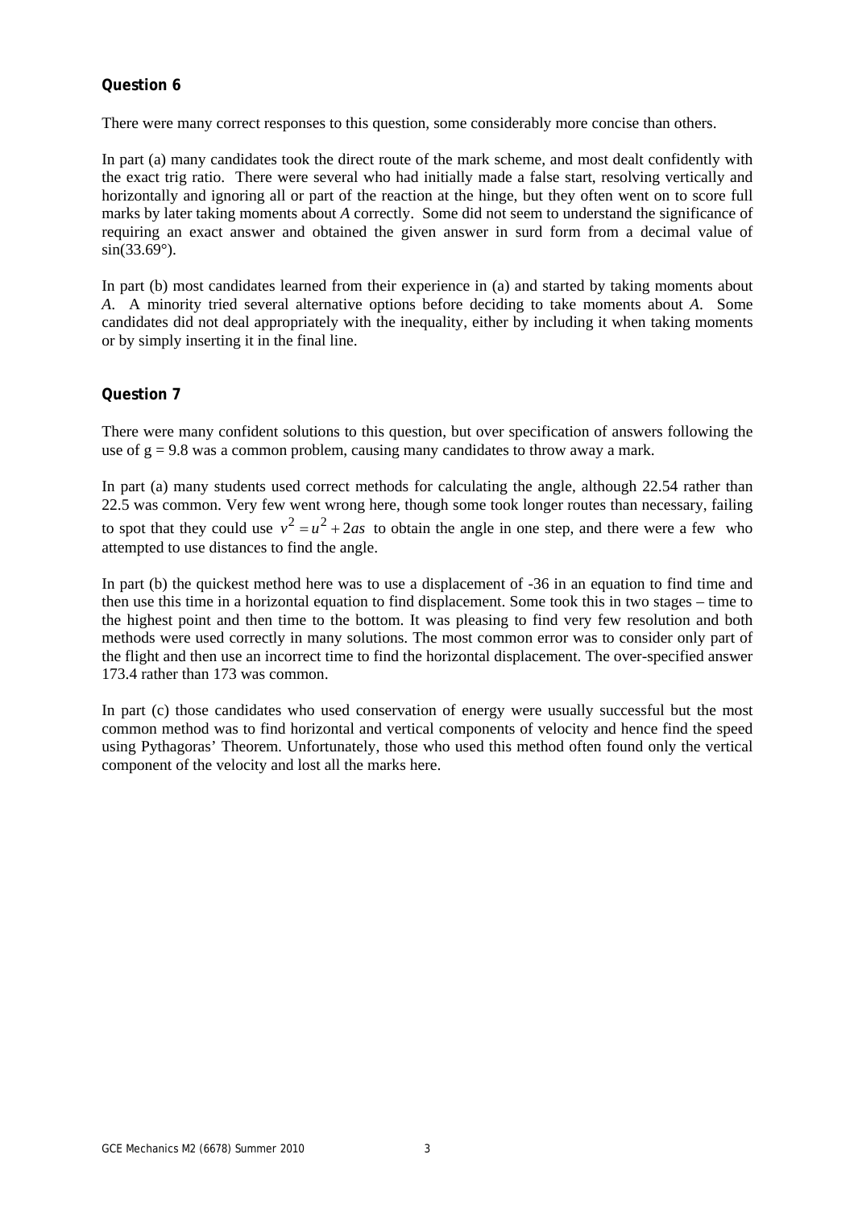**Question 6**

There were many correct responses to this question, some considerably more concise than others.

In part (a) many candidates took the direct route of the mark scheme, and most dealt confidently with the exact trig ratio. There were several who had initially made a false start, resolving vertically and horizontally and ignoring all or part of the reaction at the hinge, but they often went on to score full marks by later taking moments about *A* correctly. Some did not seem to understand the significance of requiring an exact answer and obtained the given answer in surd form from a decimal value of sin(33.69°).

In part (b) most candidates learned from their experience in (a) and started by taking moments about *A*. A minority tried several alternative options before deciding to take moments about *A*. Some candidates did not deal appropriately with the inequality, either by including it when taking moments or by simply inserting it in the final line.

**Question 7**

There were many confident solutions to this question, but over specification of answers following the use of $g = 9.8$ was a common problem, causing many candidates to throw away a mark.

In part (a) many students used correct methods for calculating the angle, although 22.54 rather than 22.5 was common. Very few went wrong here, though some took longer routes than necessary, failing to spot that they could use $v^2 = u^2 + 2as$ to obtain the angle in one step, and there were a few who attempted to use distances to find the angle.

In part (b) the quickest method here was to use a displacement of -36 in an equation to find time and then use this time in a horizontal equation to find displacement. Some took this in two stages – time to the highest point and then time to the bottom. It was pleasing to find very few resolution and both methods were used correctly in many solutions. The most common error was to consider only part of the flight and then use an incorrect time to find the horizontal displacement. The over-specified answer 173.4 rather than 173 was common.

In part (c) those candidates who used conservation of energy were usually successful but the most common method was to find horizontal and vertical components of velocity and hence find the speed using Pythagoras' Theorem. Unfortunately, those who used this method often found only the vertical component of the velocity and lost all the marks here.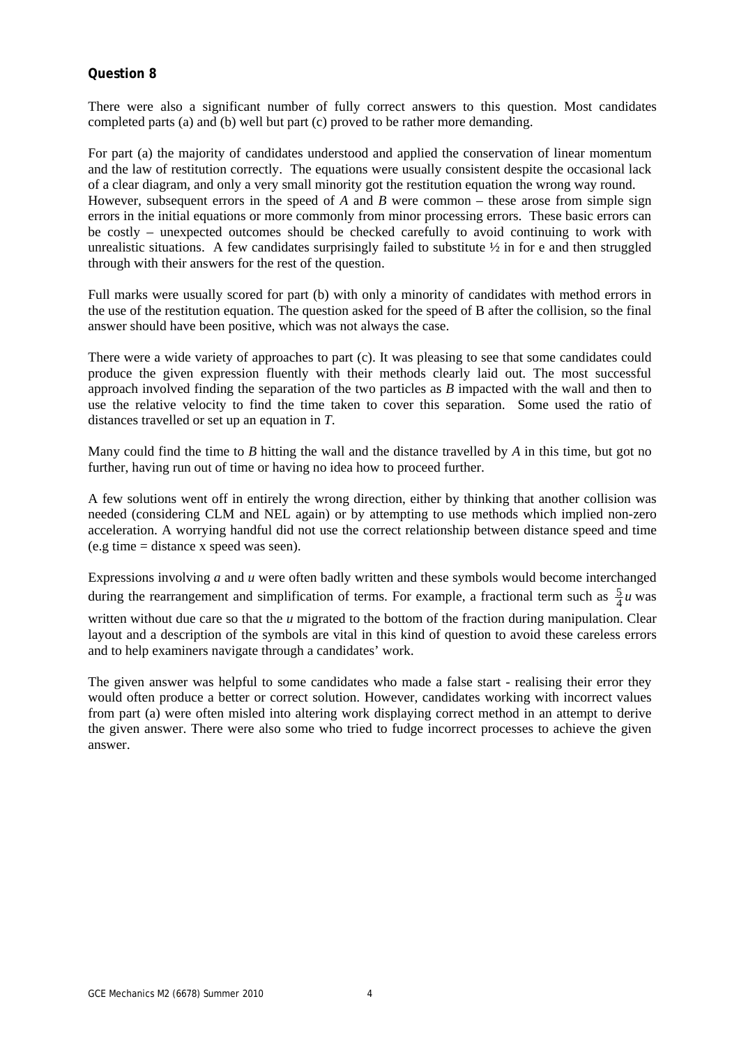### Question 8

There were also a significant number of fully correct answers to this question. Most candidates completed parts (a) and (b) well but part (c) proved to be rather more demanding.

For part (a) the majority of candidates understood and applied the conservation of linear momentum and the law of restitution correctly. The equations were usually consistent despite the occasional lack of a clear diagram, and only a very small minority got the restitution equation the wrong way round. However, subsequent errors in the speed of *A* and *B* were common – these arose from simple sign errors in the initial equations or more commonly from minor processing errors. These basic errors can be costly – unexpected outcomes should be checked carefully to avoid continuing to work with unrealistic situations. A few candidates surprisingly failed to substitute ½ in for e and then struggled through with their answers for the rest of the question.

Full marks were usually scored for part (b) with only a minority of candidates with method errors in the use of the restitution equation. The question asked for the speed of B after the collision, so the final answer should have been positive, which was not always the case.

There were a wide variety of approaches to part (c). It was pleasing to see that some candidates could produce the given expression fluently with their methods clearly laid out. The most successful approach involved finding the separation of the two particles as *B* impacted with the wall and then to use the relative velocity to find the time taken to cover this separation. Some used the ratio of distances travelled or set up an equation in *T*.

Many could find the time to *B* hitting the wall and the distance travelled by *A* in this time, but got no further, having run out of time or having no idea how to proceed further.

A few solutions went off in entirely the wrong direction, either by thinking that another collision was needed (considering CLM and NEL again) or by attempting to use methods which implied non-zero acceleration. A worrying handful did not use the correct relationship between distance speed and time (e.g time = distance x speed was seen).

Expressions involving *a* and *u* were often badly written and these symbols would become interchanged during the rearrangement and simplification of terms. For example, a fractional term such as $\frac{5}{4}u$ was written without due care so that the *u* migrated to the bottom of the fraction during manipulation. Clear layout and a description of the symbols are vital in this kind of question to avoid these careless errors and to help examiners navigate through a candidates' work.

The given answer was helpful to some candidates who made a false start - realising their error they would often produce a better or correct solution. However, candidates working with incorrect values from part (a) were often misled into altering work displaying correct method in an attempt to derive the given answer. There were also some who tried to fudge incorrect processes to achieve the given answer.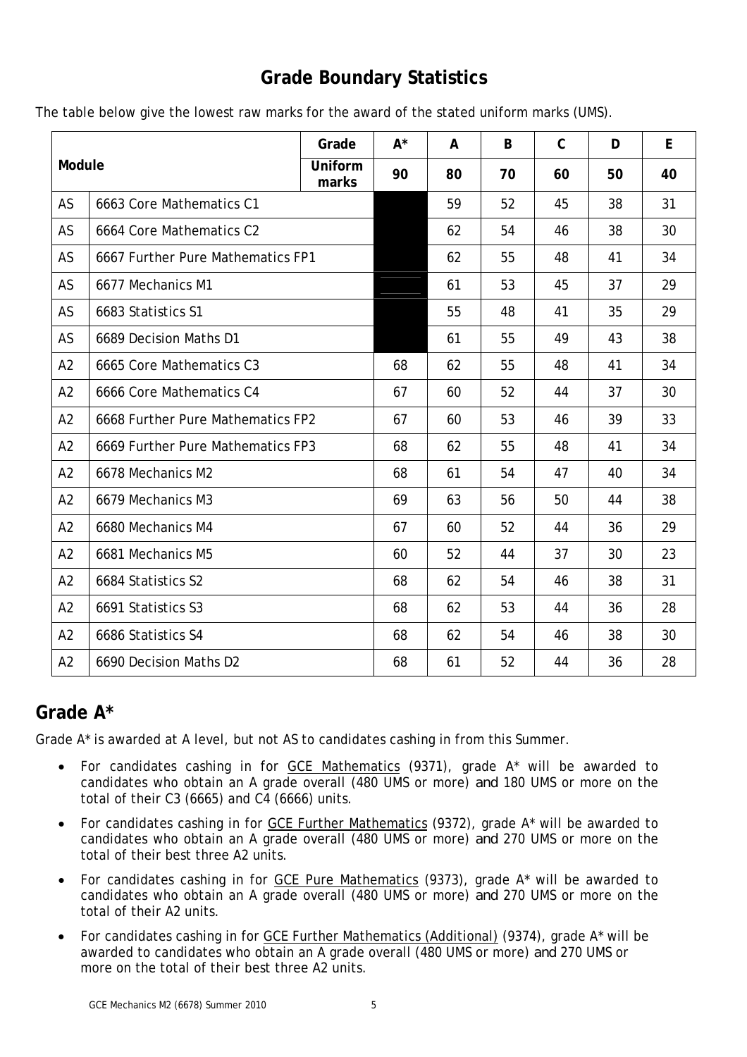# Grade Boundary Statistics

The table below give the lowest raw marks for the award of the stated uniform marks (UMS).

| Module | | Grade | A* | A | B | C | D | E |
|---|---|---|---|---|---|---|---|---|
| | | Uniform marks | 90 | 80 | 70 | 60 | 50 | 40 |
| AS | 6663 Core Mathematics C1 | | | 59 | 52 | 45 | 38 | 31 |
| AS | 6664 Core Mathematics C2 | | | 62 | 54 | 46 | 38 | 30 |
| AS | 6667 Further Pure Mathematics FP1 | | | 62 | 55 | 48 | 41 | 34 |
| AS | 6677 Mechanics M1 | | | 61 | 53 | 45 | 37 | 29 |
| AS | 6683 Statistics S1 | | | 55 | 48 | 41 | 35 | 29 |
| AS | 6689 Decision Maths D1 | | | 61 | 55 | 49 | 43 | 38 |
| A2 | 6665 Core Mathematics C3 | | 68 | 62 | 55 | 48 | 41 | 34 |
| A2 | 6666 Core Mathematics C4 | | 67 | 60 | 52 | 44 | 37 | 30 |
| A2 | 6668 Further Pure Mathematics FP2 | | 67 | 60 | 53 | 46 | 39 | 33 |
| A2 | 6669 Further Pure Mathematics FP3 | | 68 | 62 | 55 | 48 | 41 | 34 |
| A2 | 6678 Mechanics M2 | | 68 | 61 | 54 | 47 | 40 | 34 |
| A2 | 6679 Mechanics M3 | | 69 | 63 | 56 | 50 | 44 | 38 |
| A2 | 6680 Mechanics M4 | | 67 | 60 | 52 | 44 | 36 | 29 |
| A2 | 6681 Mechanics M5 | | 60 | 52 | 44 | 37 | 30 | 23 |
| A2 | 6684 Statistics S2 | | 68 | 62 | 54 | 46 | 38 | 31 |
| A2 | 6691 Statistics S3 | | 68 | 62 | 53 | 44 | 36 | 28 |
| A2 | 6686 Statistics S4 | | 68 | 62 | 54 | 46 | 38 | 30 |
| A2 | 6690 Decision Maths D2 | | 68 | 61 | 52 | 44 | 36 | 28 |

## Grade A*

Grade A* is awarded at A level, but not AS to candidates cashing in from this Summer.

- For candidates cashing in for GCE Mathematics (9371), grade A* will be awarded to candidates who obtain an A grade overall (480 UMS or more) and 180 UMS or more on the total of their C3 (6665) and C4 (6666) units.
- For candidates cashing in for GCE Further Mathematics (9372), grade A* will be awarded to candidates who obtain an A grade overall (480 UMS or more) and 270 UMS or more on the total of their best three A2 units.
- For candidates cashing in for GCE Pure Mathematics (9373), grade A* will be awarded to candidates who obtain an A grade overall (480 UMS or more) and 270 UMS or more on the total of their A2 units.
- For candidates cashing in for GCE Further Mathematics (Additional) (9374), grade A* will be awarded to candidates who obtain an A grade overall (480 UMS or more) and 270 UMS or more on the total of their best three A2 units.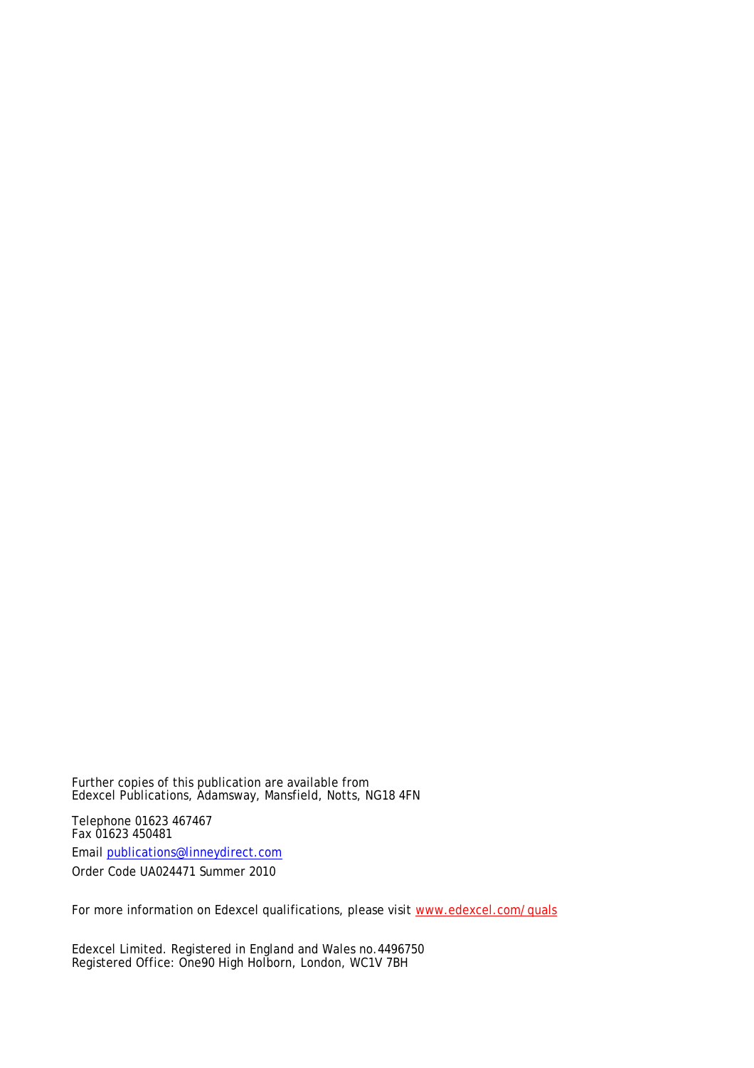Further copies of this publication are available from
Edexcel Publications, Adamsway, Mansfield, Notts, NG18 4FN

Telephone 01623 467467
Fax 01623 450481

Email publications@linneydirect.com

Order Code UA024471 Summer 2010

For more information on Edexcel qualifications, please visit www.edexcel.com/quals

Edexcel Limited. Registered in England and Wales no.4496750
Registered Office: One90 High Holborn, London, WC1V 7BH